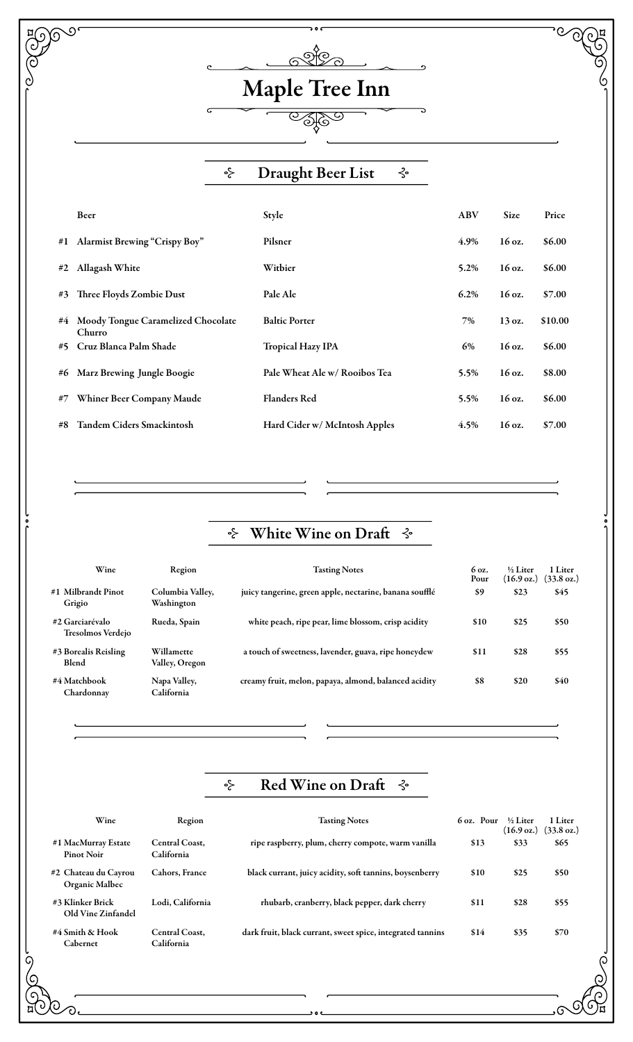# Maple Tree Inn

## Draught Beer List

| | Beer | Style | ABV | Size | Price |
|---|---|---|---|---|---|
| #1 | Alarmist Brewing "Crispy Boy" | Pilsner | 4.9% | 16 oz. | $6.00 |
| #2 | Allagash White | Witbier | 5.2% | 16 oz. | $6.00 |
| #3 | Three Floyds Zombie Dust | Pale Ale | 6.2% | 16 oz. | $7.00 |
| #4 | Moody Tongue Caramelized Chocolate Churro | Baltic Porter | 7% | 13 oz. | $10.00 |
| #5 | Cruz Blanca Palm Shade | Tropical Hazy IPA | 6% | 16 oz. | $6.00 |
| #6 | Marz Brewing Jungle Boogie | Pale Wheat Ale w/ Rooibos Tea | 5.5% | 16 oz. | $8.00 |
| #7 | Whiner Beer Company Maude | Flanders Red | 5.5% | 16 oz. | $6.00 |
| #8 | Tandem Ciders Smackintosh | Hard Cider w/ McIntosh Apples | 4.5% | 16 oz. | $7.00 |

## White Wine on Draft

| Wine | Region | Tasting Notes | 6 oz. Pour | ½ Liter (16.9 oz.) | 1 Liter (33.8 oz.) |
|---|---|---|---|---|---|
| #1 Milbrandt Pinot Grigio | Columbia Valley, Washington | juicy tangerine, green apple, nectarine, banana soufflé | $9 | $23 | $45 |
| #2 Garciarévalo Tresolmos Verdejo | Rueda, Spain | white peach, ripe pear, lime blossom, crisp acidity | $10 | $25 | $50 |
| #3 Borealis Reisling Blend | Willamette Valley, Oregon | a touch of sweetness, lavender, guava, ripe honeydew | $11 | $28 | $55 |
| #4 Matchbook Chardonnay | Napa Valley, California | creamy fruit, melon, papaya, almond, balanced acidity | $8 | $20 | $40 |

## Red Wine on Draft

| Wine | Region | Tasting Notes | 6 oz. Pour | ½ Liter (16.9 oz.) | 1 Liter (33.8 oz.) |
|---|---|---|---|---|---|
| #1 MacMurray Estate Pinot Noir | Central Coast, California | ripe raspberry, plum, cherry compote, warm vanilla | $13 | $33 | $65 |
| #2 Chateau du Cayrou Organic Malbec | Cahors, France | black currant, juicy acidity, soft tannins, boysenberry | $10 | $25 | $50 |
| #3 Klinker Brick Old Vine Zinfandel | Lodi, California | rhubarb, cranberry, black pepper, dark cherry | $11 | $28 | $55 |
| #4 Smith & Hook Cabernet | Central Coast, California | dark fruit, black currant, sweet spice, integrated tannins | $14 | $35 | $70 |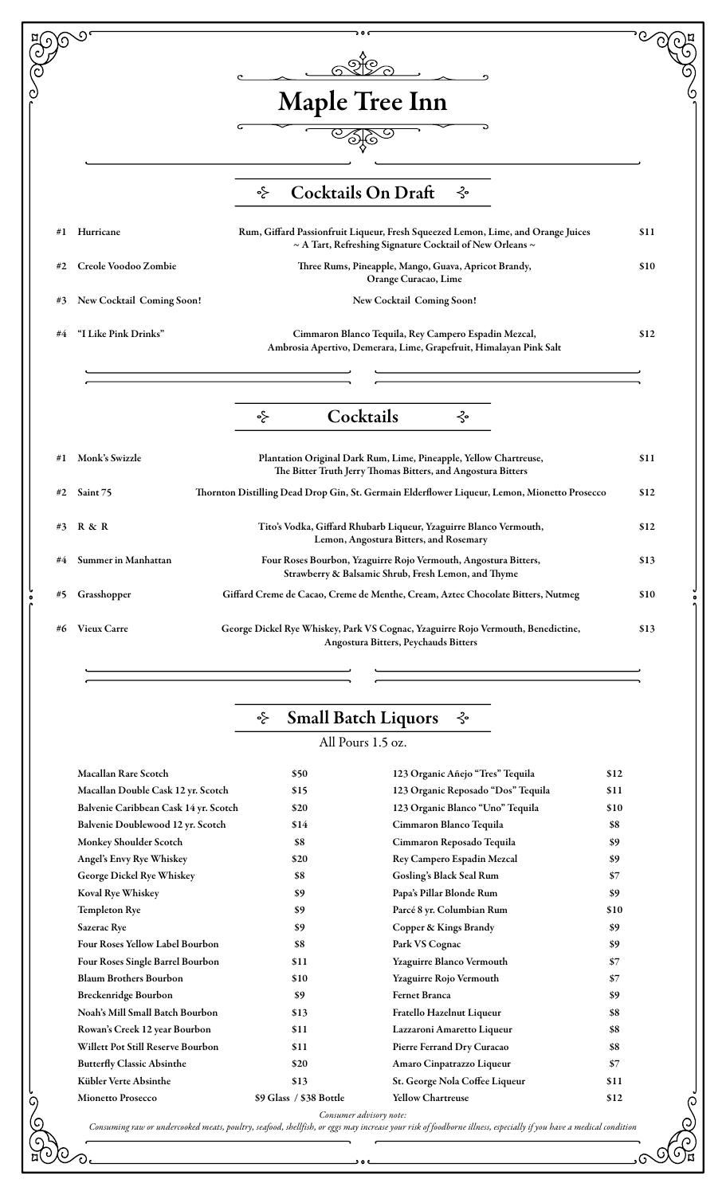# Maple Tree Inn

## Cocktails On Draft

| | | | |
|---|---|---|---|
| #1 | Hurricane | Rum, Giffard Passionfruit Liqueur, Fresh Squeezed Lemon, Lime, and Orange Juices ~ A Tart, Refreshing Signature Cocktail of New Orleans ~ | $11 |
| #2 | Creole Voodoo Zombie | Three Rums, Pineapple, Mango, Guava, Apricot Brandy, Orange Curacao, Lime | $10 |
| #3 | New Cocktail Coming Soon! | New Cocktail Coming Soon! | |
| #4 | "I Like Pink Drinks" | Cimmaron Blanco Tequila, Rey Campero Espadin Mezcal, Ambrosia Apertivo, Demerara, Lime, Grapefruit, Himalayan Pink Salt | $12 |

## Cocktails

| | | | |
|---|---|---|---|
| #1 | Monk's Swizzle | Plantation Original Dark Rum, Lime, Pineapple, Yellow Chartreuse, The Bitter Truth Jerry Thomas Bitters, and Angostura Bitters | $11 |
| #2 | Saint 75 | Thornton Distilling Dead Drop Gin, St. Germain Elderflower Liqueur, Lemon, Mionetto Prosecco | $12 |
| #3 | R & R | Tito's Vodka, Giffard Rhubarb Liqueur, Yzaguirre Blanco Vermouth, Lemon, Angostura Bitters, and Rosemary | $12 |
| #4 | Summer in Manhattan | Four Roses Bourbon, Yzaguirre Rojo Vermouth, Angostura Bitters, Strawberry & Balsamic Shrub, Fresh Lemon, and Thyme | $13 |
| #5 | Grasshopper | Giffard Creme de Cacao, Creme de Menthe, Cream, Aztec Chocolate Bitters, Nutmeg | $10 |
| #6 | Vieux Carre | George Dickel Rye Whiskey, Park VS Cognac, Yzaguirre Rojo Vermouth, Benedictine, Angostura Bitters, Peychauds Bitters | $13 |

## Small Batch Liquors

All Pours 1.5 oz.

| | |
|---|---|
| Macallan Rare Scotch | $50 |
| Macallan Double Cask 12 yr. Scotch | $15 |
| Balvenie Caribbean Cask 14 yr. Scotch | $20 |
| Balvenie Doublewood 12 yr. Scotch | $14 |
| Monkey Shoulder Scotch | $8 |
| Angel's Envy Rye Whiskey | $20 |
| George Dickel Rye Whiskey | $8 |
| Koval Rye Whiskey | $9 |
| Templeton Rye | $9 |
| Sazerac Rye | $9 |
| Four Roses Yellow Label Bourbon | $8 |
| Four Roses Single Barrel Bourbon | $11 |
| Blaum Brothers Bourbon | $10 |
| Breckenridge Bourbon | $9 |
| Noah's Mill Small Batch Bourbon | $13 |
| Rowan's Creek 12 year Bourbon | $11 |
| Willett Pot Still Reserve Bourbon | $11 |
| Butterfly Classic Absinthe | $20 |
| Kübler Verte Absinthe | $13 |
| Mionetto Prosecco | $9 Glass / $38 Bottle |
| 123 Organic Añejo "Tres" Tequila | $12 |
| 123 Organic Reposado "Dos" Tequila | $11 |
| 123 Organic Blanco "Uno" Tequila | $10 |
| Cimmaron Blanco Tequila | $8 |
| Cimmaron Reposado Tequila | $9 |
| Rey Campero Espadin Mezcal | $9 |
| Gosling's Black Seal Rum | $7 |
| Papa's Pillar Blonde Rum | $9 |
| Parcé 8 yr. Columbian Rum | $10 |
| Copper & Kings Brandy | $9 |
| Park VS Cognac | $9 |
| Yzaguirre Blanco Vermouth | $7 |
| Yzaguirre Rojo Vermouth | $7 |
| Fernet Branca | $9 |
| Fratello Hazelnut Liqueur | $8 |
| Lazzaroni Amaretto Liqueur | $8 |
| Pierre Ferrand Dry Curacao | $8 |
| Amaro Cinpatrazzo Liqueur | $7 |
| St. George Nola Coffee Liqueur | $11 |
| Yellow Chartreuse | $12 |

*Consumer advisory note:*

*Consuming raw or undercooked meats, poultry, seafood, shellfish, or eggs may increase your risk of foodborne illness, especially if you have a medical condition*